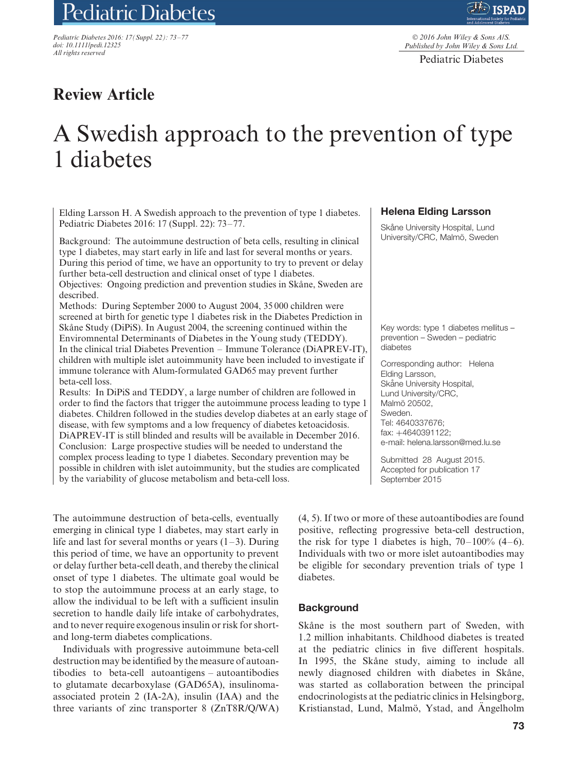## Review Article

# A Swedish approach to the prevention of type 1 diabetes

**Helena Elding Larsson**

Skåne University Hospital, Lund University/CRC, Malmö, Sweden

Elding Larsson H. A Swedish approach to the prevention of type 1 diabetes. Pediatric Diabetes 2016: 17 (Suppl. 22): 73–77.

Background: The autoimmune destruction of beta cells, resulting in clinical type 1 diabetes, may start early in life and last for several months or years. During this period of time, we have an opportunity to try to prevent or delay further beta-cell destruction and clinical onset of type 1 diabetes.
Objectives: Ongoing prediction and prevention studies in Skåne, Sweden are described.
Methods: During September 2000 to August 2004, 35 000 children were screened at birth for genetic type 1 diabetes risk in the Diabetes Prediction in Skåne Study (DiPiS). In August 2004, the screening continued within the Enviromnental Determinants of Diabetes in the Young study (TEDDY). In the clinical trial Diabetes Prevention – Immune Tolerance (DiAPREV-IT), children with multiple islet autoimmunity have been included to investigate if immune tolerance with Alum-formulated GAD65 may prevent further beta-cell loss.
Results: In DiPiS and TEDDY, a large number of children are followed in order to find the factors that trigger the autoimmune process leading to type 1 diabetes. Children followed in the studies develop diabetes at an early stage of disease, with few symptoms and a low frequency of diabetes ketoacidosis. DiAPREV-IT is still blinded and results will be available in December 2016.
Conclusion: Large prospective studies will be needed to understand the complex process leading to type 1 diabetes. Secondary prevention may be possible in children with islet autoimmunity, but the studies are complicated by the variability of glucose metabolism and beta-cell loss.

Key words: type 1 diabetes mellitus – prevention – Sweden – pediatric diabetes

Corresponding author: Helena Elding Larsson, Skåne University Hospital, Lund University/CRC, Malmö 20502, Sweden.
Tel: 4640337676;
fax: +4640391122;
e-mail: helena.larsson@med.lu.se

Submitted 28 August 2015. Accepted for publication 17 September 2015

The autoimmune destruction of beta-cells, eventually emerging in clinical type 1 diabetes, may start early in life and last for several months or years (1–3). During this period of time, we have an opportunity to prevent or delay further beta-cell death, and thereby the clinical onset of type 1 diabetes. The ultimate goal would be to stop the autoimmune process at an early stage, to allow the individual to be left with a sufficient insulin secretion to handle daily life intake of carbohydrates, and to never require exogenous insulin or risk for short- and long-term diabetes complications.

Individuals with progressive autoimmune beta-cell destruction may be identified by the measure of autoantibodies to beta-cell autoantigens – autoantibodies to glutamate decarboxylase (GAD65A), insulinoma-associated protein 2 (IA-2A), insulin (IAA) and the three variants of zinc transporter 8 (ZnT8R/Q/WA) (4, 5). If two or more of these autoantibodies are found positive, reflecting progressive beta-cell destruction, the risk for type 1 diabetes is high, 70–100% (4–6). Individuals with two or more islet autoantibodies may be eligible for secondary prevention trials of type 1 diabetes.

## Background

Skåne is the most southern part of Sweden, with 1.2 million inhabitants. Childhood diabetes is treated at the pediatric clinics in five different hospitals. In 1995, the Skåne study, aiming to include all newly diagnosed children with diabetes in Skåne, was started as collaboration between the principal endocrinologists at the pediatric clinics in Helsingborg, Kristianstad, Lund, Malmö, Ystad, and Ängelholm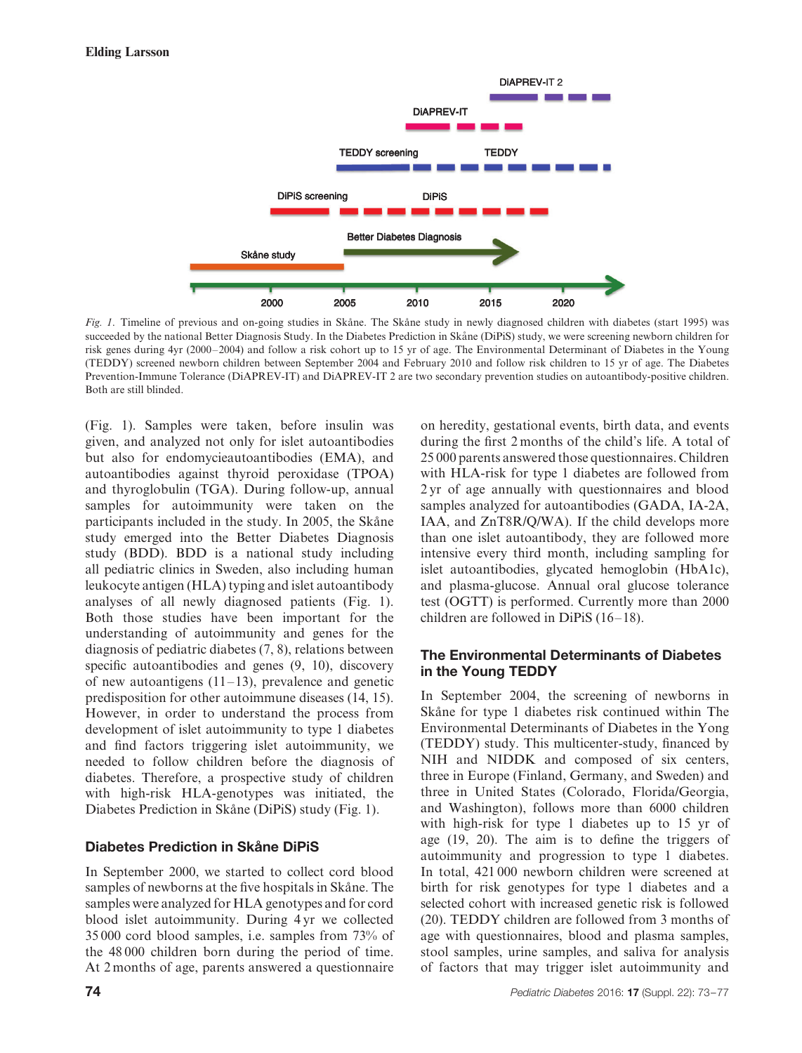Fig. 1. Timeline of previous and on-going studies in Skåne. The Skåne study in newly diagnosed children with diabetes (start 1995) was succeeded by the national Better Diagnosis Study. In the Diabetes Prediction in Skåne (DiPiS) study, we were screening newborn children for risk genes during 4yr (2000–2004) and follow a risk cohort up to 15 yr of age. The Environmental Determinant of Diabetes in the Young (TEDDY) screened newborn children between September 2004 and February 2010 and follow risk children to 15 yr of age. The Diabetes Prevention-Immune Tolerance (DiAPREV-IT) and DiAPREV-IT 2 are two secondary prevention studies on autoantibody-positive children. Both are still blinded.

(Fig. 1). Samples were taken, before insulin was given, and analyzed not only for islet autoantibodies but also for endomycieautoantibodies (EMA), and autoantibodies against thyroid peroxidase (TPOA) and thyroglobulin (TGA). During follow-up, annual samples for autoimmunity were taken on the participants included in the study. In 2005, the Skåne study emerged into the Better Diabetes Diagnosis study (BDD). BDD is a national study including all pediatric clinics in Sweden, also including human leukocyte antigen (HLA) typing and islet autoantibody analyses of all newly diagnosed patients (Fig. 1). Both those studies have been important for the understanding of autoimmunity and genes for the diagnosis of pediatric diabetes (7, 8), relations between specific autoantibodies and genes (9, 10), discovery of new autoantigens (11–13), prevalence and genetic predisposition for other autoimmune diseases (14, 15). However, in order to understand the process from development of islet autoimmunity to type 1 diabetes and find factors triggering islet autoimmunity, we needed to follow children before the diagnosis of diabetes. Therefore, a prospective study of children with high-risk HLA-genotypes was initiated, the Diabetes Prediction in Skåne (DiPiS) study (Fig. 1).

## Diabetes Prediction in Skåne DiPiS

In September 2000, we started to collect cord blood samples of newborns at the five hospitals in Skåne. The samples were analyzed for HLA genotypes and for cord blood islet autoimmunity. During 4 yr we collected 35 000 cord blood samples, i.e. samples from 73% of the 48 000 children born during the period of time. At 2 months of age, parents answered a questionnaire on heredity, gestational events, birth data, and events during the first 2 months of the child's life. A total of 25 000 parents answered those questionnaires. Children with HLA-risk for type 1 diabetes are followed from 2 yr of age annually with questionnaires and blood samples analyzed for autoantibodies (GADA, IA-2A, IAA, and ZnT8R/Q/WA). If the child develops more than one islet autoantibody, they are followed more intensive every third month, including sampling for islet autoantibodies, glycated hemoglobin (HbA1c), and plasma-glucose. Annual oral glucose tolerance test (OGTT) is performed. Currently more than 2000 children are followed in DiPiS (16–18).

## The Environmental Determinants of Diabetes in the Young TEDDY

In September 2004, the screening of newborns in Skåne for type 1 diabetes risk continued within The Environmental Determinants of Diabetes in the Yong (TEDDY) study. This multicenter-study, financed by NIH and NIDDK and composed of six centers, three in Europe (Finland, Germany, and Sweden) and three in United States (Colorado, Florida/Georgia, and Washington), follows more than 6000 children with high-risk for type 1 diabetes up to 15 yr of age (19, 20). The aim is to define the triggers of autoimmunity and progression to type 1 diabetes. In total, 421 000 newborn children were screened at birth for risk genotypes for type 1 diabetes and a selected cohort with increased genetic risk is followed (20). TEDDY children are followed from 3 months of age with questionnaires, blood and plasma samples, stool samples, urine samples, and saliva for analysis of factors that may trigger islet autoimmunity and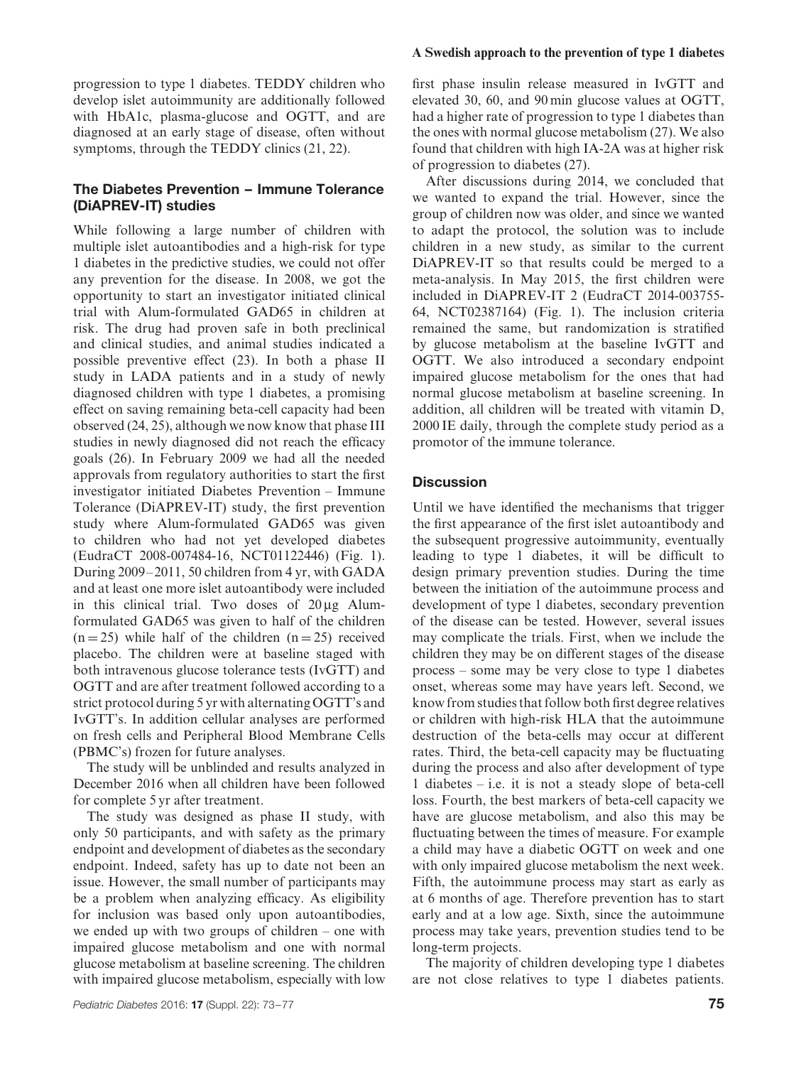progression to type 1 diabetes. TEDDY children who develop islet autoimmunity are additionally followed with HbA1c, plasma-glucose and OGTT, and are diagnosed at an early stage of disease, often without symptoms, through the TEDDY clinics (21, 22).

## The Diabetes Prevention – Immune Tolerance (DiAPREV-IT) studies

While following a large number of children with multiple islet autoantibodies and a high-risk for type 1 diabetes in the predictive studies, we could not offer any prevention for the disease. In 2008, we got the opportunity to start an investigator initiated clinical trial with Alum-formulated GAD65 in children at risk. The drug had proven safe in both preclinical and clinical studies, and animal studies indicated a possible preventive effect (23). In both a phase II study in LADA patients and in a study of newly diagnosed children with type 1 diabetes, a promising effect on saving remaining beta-cell capacity had been observed (24, 25), although we now know that phase III studies in newly diagnosed did not reach the efficacy goals (26). In February 2009 we had all the needed approvals from regulatory authorities to start the first investigator initiated Diabetes Prevention – Immune Tolerance (DiAPREV-IT) study, the first prevention study where Alum-formulated GAD65 was given to children who had not yet developed diabetes (EudraCT 2008-007484-16, NCT01122446) (Fig. 1). During 2009–2011, 50 children from 4 yr, with GADA and at least one more islet autoantibody were included in this clinical trial. Two doses of 20 μg Alum-formulated GAD65 was given to half of the children (n = 25) while half of the children (n = 25) received placebo. The children were at baseline staged with both intravenous glucose tolerance tests (IvGTT) and OGTT and are after treatment followed according to a strict protocol during 5 yr with alternating OGTT's and IvGTT's. In addition cellular analyses are performed on fresh cells and Peripheral Blood Membrane Cells (PBMC's) frozen for future analyses.

The study will be unblinded and results analyzed in December 2016 when all children have been followed for complete 5 yr after treatment.

The study was designed as phase II study, with only 50 participants, and with safety as the primary endpoint and development of diabetes as the secondary endpoint. Indeed, safety has up to date not been an issue. However, the small number of participants may be a problem when analyzing efficacy. As eligibility for inclusion was based only upon autoantibodies, we ended up with two groups of children – one with impaired glucose metabolism and one with normal glucose metabolism at baseline screening. The children with impaired glucose metabolism, especially with low first phase insulin release measured in IvGTT and elevated 30, 60, and 90 min glucose values at OGTT, had a higher rate of progression to type 1 diabetes than the ones with normal glucose metabolism (27). We also found that children with high IA-2A was at higher risk of progression to diabetes (27).

After discussions during 2014, we concluded that we wanted to expand the trial. However, since the group of children now was older, and since we wanted to adapt the protocol, the solution was to include children in a new study, as similar to the current DiAPREV-IT so that results could be merged to a meta-analysis. In May 2015, the first children were included in DiAPREV-IT 2 (EudraCT 2014-003755-64, NCT02387164) (Fig. 1). The inclusion criteria remained the same, but randomization is stratified by glucose metabolism at the baseline IvGTT and OGTT. We also introduced a secondary endpoint impaired glucose metabolism for the ones that had normal glucose metabolism at baseline screening. In addition, all children will be treated with vitamin D, 2000 IE daily, through the complete study period as a promotor of the immune tolerance.

## Discussion

Until we have identified the mechanisms that trigger the first appearance of the first islet autoantibody and the subsequent progressive autoimmunity, eventually leading to type 1 diabetes, it will be difficult to design primary prevention studies. During the time between the initiation of the autoimmune process and development of type 1 diabetes, secondary prevention of the disease can be tested. However, several issues may complicate the trials. First, when we include the children they may be on different stages of the disease process – some may be very close to type 1 diabetes onset, whereas some may have years left. Second, we know from studies that follow both first degree relatives or children with high-risk HLA that the autoimmune destruction of the beta-cells may occur at different rates. Third, the beta-cell capacity may be fluctuating during the process and also after development of type 1 diabetes – i.e. it is not a steady slope of beta-cell loss. Fourth, the best markers of beta-cell capacity we have are glucose metabolism, and also this may be fluctuating between the times of measure. For example a child may have a diabetic OGTT on week and one with only impaired glucose metabolism the next week. Fifth, the autoimmune process may start as early as at 6 months of age. Therefore prevention has to start early and at a low age. Sixth, since the autoimmune process may take years, prevention studies tend to be long-term projects.

The majority of children developing type 1 diabetes are not close relatives to type 1 diabetes patients.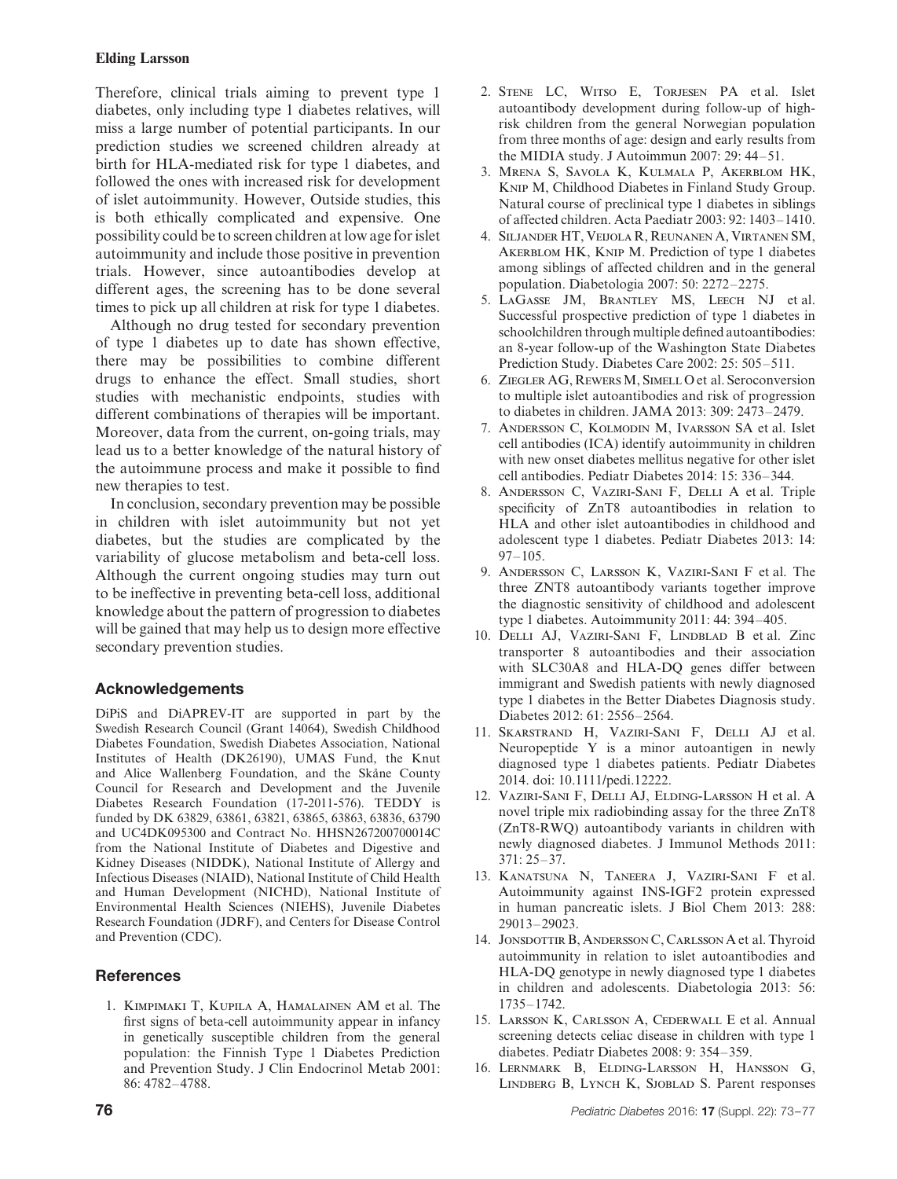Therefore, clinical trials aiming to prevent type 1 diabetes, only including type 1 diabetes relatives, will miss a large number of potential participants. In our prediction studies we screened children already at birth for HLA-mediated risk for type 1 diabetes, and followed the ones with increased risk for development of islet autoimmunity. However, Outside studies, this is both ethically complicated and expensive. One possibility could be to screen children at low age for islet autoimmunity and include those positive in prevention trials. However, since autoantibodies develop at different ages, the screening has to be done several times to pick up all children at risk for type 1 diabetes.

Although no drug tested for secondary prevention of type 1 diabetes up to date has shown effective, there may be possibilities to combine different drugs to enhance the effect. Small studies, short studies with mechanistic endpoints, studies with different combinations of therapies will be important. Moreover, data from the current, on-going trials, may lead us to a better knowledge of the natural history of the autoimmune process and make it possible to find new therapies to test.

In conclusion, secondary prevention may be possible in children with islet autoimmunity but not yet diabetes, but the studies are complicated by the variability of glucose metabolism and beta-cell loss. Although the current ongoing studies may turn out to be ineffective in preventing beta-cell loss, additional knowledge about the pattern of progression to diabetes will be gained that may help us to design more effective secondary prevention studies.

## Acknowledgements

DiPiS and DiAPREV-IT are supported in part by the Swedish Research Council (Grant 14064), Swedish Childhood Diabetes Foundation, Swedish Diabetes Association, National Institutes of Health (DK26190), UMAS Fund, the Knut and Alice Wallenberg Foundation, and the Skåne County Council for Research and Development and the Juvenile Diabetes Research Foundation (17-2011-576). TEDDY is funded by DK 63829, 63861, 63821, 63865, 63863, 63836, 63790 and UC4DK095300 and Contract No. HHSN267200700014C from the National Institute of Diabetes and Digestive and Kidney Diseases (NIDDK), National Institute of Allergy and Infectious Diseases (NIAID), National Institute of Child Health and Human Development (NICHD), National Institute of Environmental Health Sciences (NIEHS), Juvenile Diabetes Research Foundation (JDRF), and Centers for Disease Control and Prevention (CDC).

## References

1. Kimpimaki T, Kupila A, Hamalainen AM et al. The first signs of beta-cell autoimmunity appear in infancy in genetically susceptible children from the general population: the Finnish Type 1 Diabetes Prediction and Prevention Study. J Clin Endocrinol Metab 2001: 86: 4782–4788.
2. Stene LC, Witso E, Torjesen PA et al. Islet autoantibody development during follow-up of high-risk children from the general Norwegian population from three months of age: design and early results from the MIDIA study. J Autoimmun 2007: 29: 44–51.
3. Mrena S, Savola K, Kulmala P, Akerblom HK, Knip M, Childhood Diabetes in Finland Study Group. Natural course of preclinical type 1 diabetes in siblings of affected children. Acta Paediatr 2003: 92: 1403–1410.
4. Siljander HT, Veijola R, Reunanen A, Virtanen SM, Akerblom HK, Knip M. Prediction of type 1 diabetes among siblings of affected children and in the general population. Diabetologia 2007: 50: 2272–2275.
5. LaGasse JM, Brantley MS, Leech NJ et al. Successful prospective prediction of type 1 diabetes in schoolchildren through multiple defined autoantibodies: an 8-year follow-up of the Washington State Diabetes Prediction Study. Diabetes Care 2002: 25: 505–511.
6. Ziegler AG, Rewers M, Simell O et al. Seroconversion to multiple islet autoantibodies and risk of progression to diabetes in children. JAMA 2013: 309: 2473–2479.
7. Andersson C, Kolmodin M, Ivarsson SA et al. Islet cell antibodies (ICA) identify autoimmunity in children with new onset diabetes mellitus negative for other islet cell antibodies. Pediatr Diabetes 2014: 15: 336–344.
8. Andersson C, Vaziri-Sani F, Delli A et al. Triple specificity of ZnT8 autoantibodies in relation to HLA and other islet autoantibodies in childhood and adolescent type 1 diabetes. Pediatr Diabetes 2013: 14: 97–105.
9. Andersson C, Larsson K, Vaziri-Sani F et al. The three ZNT8 autoantibody variants together improve the diagnostic sensitivity of childhood and adolescent type 1 diabetes. Autoimmunity 2011: 44: 394–405.
10. Delli AJ, Vaziri-Sani F, Lindblad B et al. Zinc transporter 8 autoantibodies and their association with SLC30A8 and HLA-DQ genes differ between immigrant and Swedish patients with newly diagnosed type 1 diabetes in the Better Diabetes Diagnosis study. Diabetes 2012: 61: 2556–2564.
11. Skarstrand H, Vaziri-Sani F, Delli AJ et al. Neuropeptide Y is a minor autoantigen in newly diagnosed type 1 diabetes patients. Pediatr Diabetes 2014. doi: 10.1111/pedi.12222.
12. Vaziri-Sani F, Delli AJ, Elding-Larsson H et al. A novel triple mix radiobinding assay for the three ZnT8 (ZnT8-RWQ) autoantibody variants in children with newly diagnosed diabetes. J Immunol Methods 2011: 371: 25–37.
13. Kanatsuna N, Taneera J, Vaziri-Sani F et al. Autoimmunity against INS-IGF2 protein expressed in human pancreatic islets. J Biol Chem 2013: 288: 29013–29023.
14. Jonsdottir B, Andersson C, Carlsson A et al. Thyroid autoimmunity in relation to islet autoantibodies and HLA-DQ genotype in newly diagnosed type 1 diabetes in children and adolescents. Diabetologia 2013: 56: 1735–1742.
15. Larsson K, Carlsson A, Cederwall E et al. Annual screening detects celiac disease in children with type 1 diabetes. Pediatr Diabetes 2008: 9: 354–359.
16. Lernmark B, Elding-Larsson H, Hansson G, Lindberg B, Lynch K, Sjoblad S. Parent responses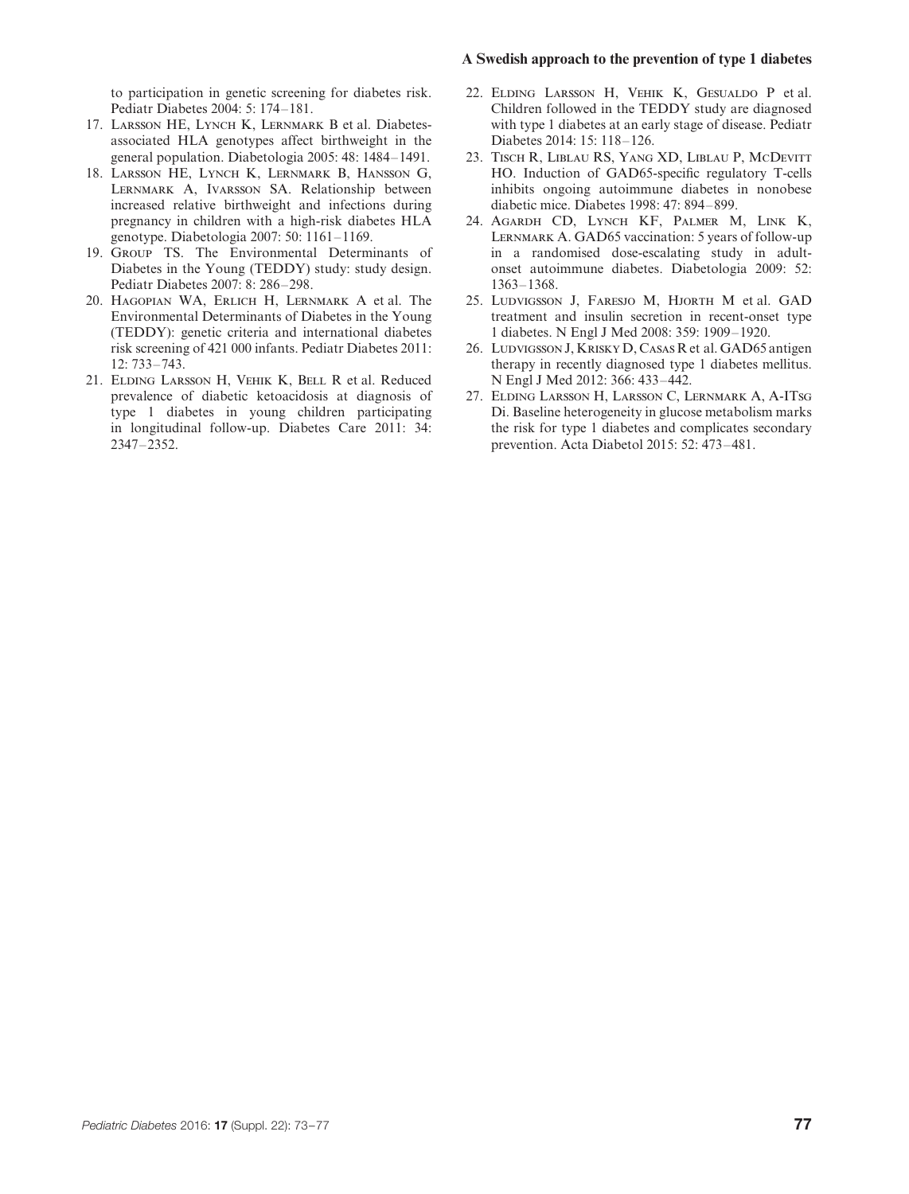to participation in genetic screening for diabetes risk. Pediatr Diabetes 2004: 5: 174–181.

17. Larsson HE, Lynch K, Lernmark B et al. Diabetes-associated HLA genotypes affect birthweight in the general population. Diabetologia 2005: 48: 1484–1491.
18. Larsson HE, Lynch K, Lernmark B, Hansson G, Lernmark A, Ivarsson SA. Relationship between increased relative birthweight and infections during pregnancy in children with a high-risk diabetes HLA genotype. Diabetologia 2007: 50: 1161–1169.
19. Group TS. The Environmental Determinants of Diabetes in the Young (TEDDY) study: study design. Pediatr Diabetes 2007: 8: 286–298.
20. Hagopian WA, Erlich H, Lernmark A et al. The Environmental Determinants of Diabetes in the Young (TEDDY): genetic criteria and international diabetes risk screening of 421 000 infants. Pediatr Diabetes 2011: 12: 733–743.
21. Elding Larsson H, Vehik K, Bell R et al. Reduced prevalence of diabetic ketoacidosis at diagnosis of type 1 diabetes in young children participating in longitudinal follow-up. Diabetes Care 2011: 34: 2347–2352.
22. Elding Larsson H, Vehik K, Gesualdo P et al. Children followed in the TEDDY study are diagnosed with type 1 diabetes at an early stage of disease. Pediatr Diabetes 2014: 15: 118–126.
23. Tisch R, Liblau RS, Yang XD, Liblau P, McDevitt HO. Induction of GAD65-specific regulatory T-cells inhibits ongoing autoimmune diabetes in nonobese diabetic mice. Diabetes 1998: 47: 894–899.
24. Agardh CD, Lynch KF, Palmer M, Link K, Lernmark A. GAD65 vaccination: 5 years of follow-up in a randomised dose-escalating study in adult-onset autoimmune diabetes. Diabetologia 2009: 52: 1363–1368.
25. Ludvigsson J, Faresjo M, Hjorth M et al. GAD treatment and insulin secretion in recent-onset type 1 diabetes. N Engl J Med 2008: 359: 1909–1920.
26. Ludvigsson J, Krisky D, Casas R et al. GAD65 antigen therapy in recently diagnosed type 1 diabetes mellitus. N Engl J Med 2012: 366: 433–442.
27. Elding Larsson H, Larsson C, Lernmark A, A-ITsg Di. Baseline heterogeneity in glucose metabolism marks the risk for type 1 diabetes and complicates secondary prevention. Acta Diabetol 2015: 52: 473–481.